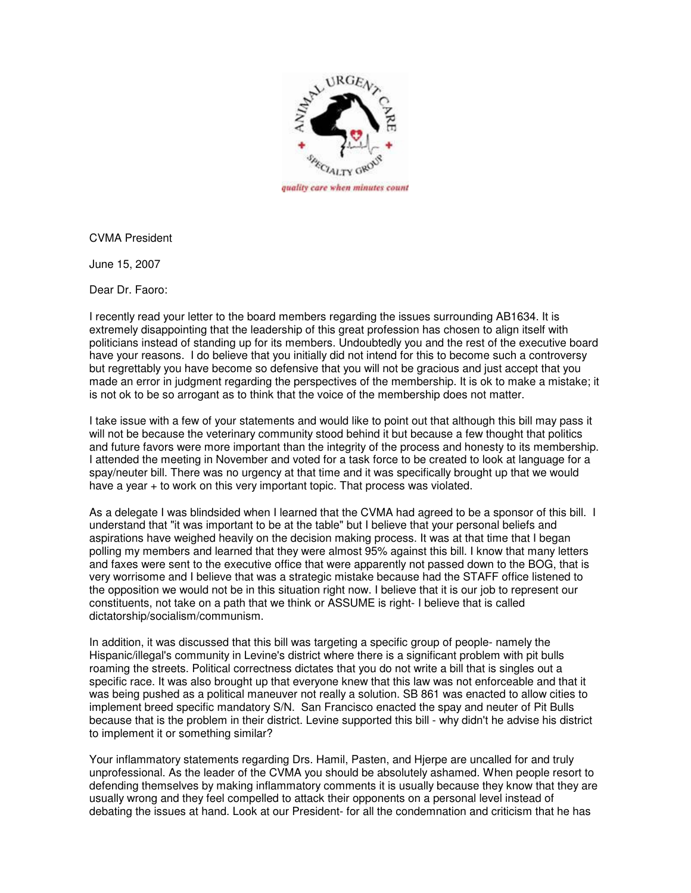CVMA President

June 15, 2007

Dear Dr. Faoro:

I recently read your letter to the board members regarding the issues surrounding AB1634. It is extremely disappointing that the leadership of this great profession has chosen to align itself with politicians instead of standing up for its members. Undoubtedly you and the rest of the executive board have your reasons. I do believe that you initially did not intend for this to become such a controversy but regrettably you have become so defensive that you will not be gracious and just accept that you made an error in judgment regarding the perspectives of the membership. It is ok to make a mistake; it is not ok to be so arrogant as to think that the voice of the membership does not matter.

I take issue with a few of your statements and would like to point out that although this bill may pass it will not be because the veterinary community stood behind it but because a few thought that politics and future favors were more important than the integrity of the process and honesty to its membership. I attended the meeting in November and voted for a task force to be created to look at language for a spay/neuter bill. There was no urgency at that time and it was specifically brought up that we would have a year + to work on this very important topic. That process was violated.

As a delegate I was blindsided when I learned that the CVMA had agreed to be a sponsor of this bill. I understand that "it was important to be at the table" but I believe that your personal beliefs and aspirations have weighed heavily on the decision making process. It was at that time that I began polling my members and learned that they were almost 95% against this bill. I know that many letters and faxes were sent to the executive office that were apparently not passed down to the BOG, that is very worrisome and I believe that was a strategic mistake because had the STAFF office listened to the opposition we would not be in this situation right now. I believe that it is our job to represent our constituents, not take on a path that we think or ASSUME is right- I believe that is called dictatorship/socialism/communism.

In addition, it was discussed that this bill was targeting a specific group of people- namely the Hispanic/illegal's community in Levine's district where there is a significant problem with pit bulls roaming the streets. Political correctness dictates that you do not write a bill that is singles out a specific race. It was also brought up that everyone knew that this law was not enforceable and that it was being pushed as a political maneuver not really a solution. SB 861 was enacted to allow cities to implement breed specific mandatory S/N. San Francisco enacted the spay and neuter of Pit Bulls because that is the problem in their district. Levine supported this bill - why didn't he advise his district to implement it or something similar?

Your inflammatory statements regarding Drs. Hamil, Pasten, and Hjerpe are uncalled for and truly unprofessional. As the leader of the CVMA you should be absolutely ashamed. When people resort to defending themselves by making inflammatory comments it is usually because they know that they are usually wrong and they feel compelled to attack their opponents on a personal level instead of debating the issues at hand. Look at our President- for all the condemnation and criticism that he has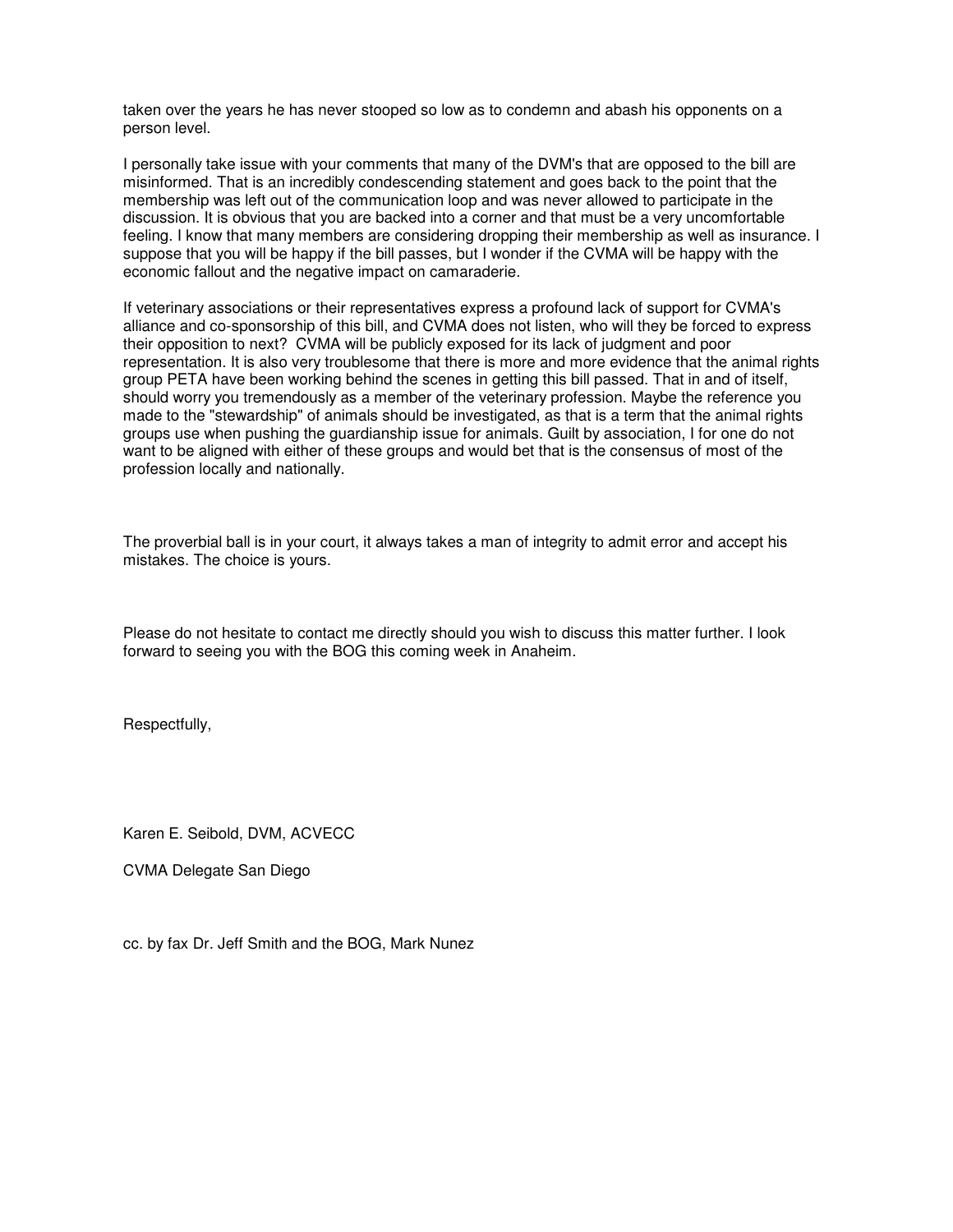taken over the years he has never stooped so low as to condemn and abash his opponents on a person level.

I personally take issue with your comments that many of the DVM's that are opposed to the bill are misinformed. That is an incredibly condescending statement and goes back to the point that the membership was left out of the communication loop and was never allowed to participate in the discussion. It is obvious that you are backed into a corner and that must be a very uncomfortable feeling. I know that many members are considering dropping their membership as well as insurance. I suppose that you will be happy if the bill passes, but I wonder if the CVMA will be happy with the economic fallout and the negative impact on camaraderie.

If veterinary associations or their representatives express a profound lack of support for CVMA's alliance and co-sponsorship of this bill, and CVMA does not listen, who will they be forced to express their opposition to next? CVMA will be publicly exposed for its lack of judgment and poor representation. It is also very troublesome that there is more and more evidence that the animal rights group PETA have been working behind the scenes in getting this bill passed. That in and of itself, should worry you tremendously as a member of the veterinary profession. Maybe the reference you made to the "stewardship" of animals should be investigated, as that is a term that the animal rights groups use when pushing the guardianship issue for animals. Guilt by association, I for one do not want to be aligned with either of these groups and would bet that is the consensus of most of the profession locally and nationally.

The proverbial ball is in your court, it always takes a man of integrity to admit error and accept his mistakes. The choice is yours.

Please do not hesitate to contact me directly should you wish to discuss this matter further. I look forward to seeing you with the BOG this coming week in Anaheim.

Respectfully,

Karen E. Seibold, DVM, ACVECC

CVMA Delegate San Diego

cc. by fax Dr. Jeff Smith and the BOG, Mark Nunez